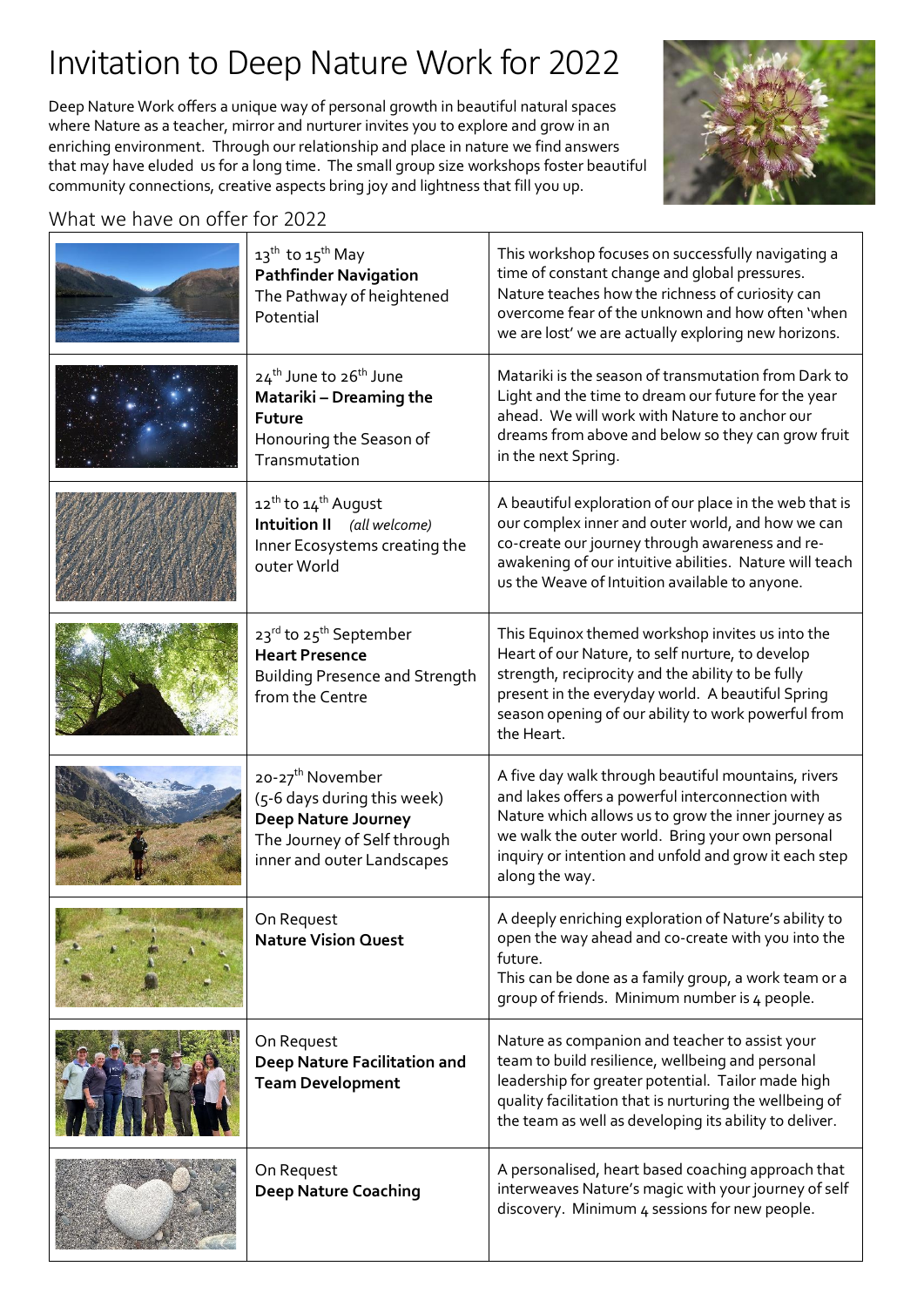# Invitation to Deep Nature Work for 2022

Deep Nature Work offers a unique way of personal growth in beautiful natural spaces where Nature as a teacher, mirror and nurturer invites you to explore and grow in an enriching environment. Through our relationship and place in nature we find answers that may have eluded us for a long time. The small group size workshops foster beautiful community connections, creative aspects bring joy and lightness that fill you up.

## What we have on offer for 2022

| | | |
|---|---|---|
| | 13th to 15th May<br>**Pathfinder Navigation**<br>The Pathway of heightened Potential | This workshop focuses on successfully navigating a time of constant change and global pressures. Nature teaches how the richness of curiosity can overcome fear of the unknown and how often 'when we are lost' we are actually exploring new horizons. |
| | 24th June to 26th June<br>**Matariki – Dreaming the Future**<br>Honouring the Season of Transmutation | Matariki is the season of transmutation from Dark to Light and the time to dream our future for the year ahead. We will work with Nature to anchor our dreams from above and below so they can grow fruit in the next Spring. |
| | 12th to 14th August<br>**Intuition II** *(all welcome)*<br>Inner Ecosystems creating the outer World | A beautiful exploration of our place in the web that is our complex inner and outer world, and how we can co-create our journey through awareness and re-awakening of our intuitive abilities. Nature will teach us the Weave of Intuition available to anyone. |
| | 23rd to 25th September<br>**Heart Presence**<br>Building Presence and Strength from the Centre | This Equinox themed workshop invites us into the Heart of our Nature, to self nurture, to develop strength, reciprocity and the ability to be fully present in the everyday world. A beautiful Spring season opening of our ability to work powerful from the Heart. |
| | 20-27th November<br>(5-6 days during this week)<br>**Deep Nature Journey**<br>The Journey of Self through inner and outer Landscapes | A five day walk through beautiful mountains, rivers and lakes offers a powerful interconnection with Nature which allows us to grow the inner journey as we walk the outer world. Bring your own personal inquiry or intention and unfold and grow it each step along the way. |
| | On Request<br>**Nature Vision Quest** | A deeply enriching exploration of Nature's ability to open the way ahead and co-create with you into the future.<br>This can be done as a family group, a work team or a group of friends. Minimum number is 4 people. |
| | On Request<br>**Deep Nature Facilitation and Team Development** | Nature as companion and teacher to assist your team to build resilience, wellbeing and personal leadership for greater potential. Tailor made high quality facilitation that is nurturing the wellbeing of the team as well as developing its ability to deliver. |
| | On Request<br>**Deep Nature Coaching** | A personalised, heart based coaching approach that interweaves Nature's magic with your journey of self discovery. Minimum 4 sessions for new people. |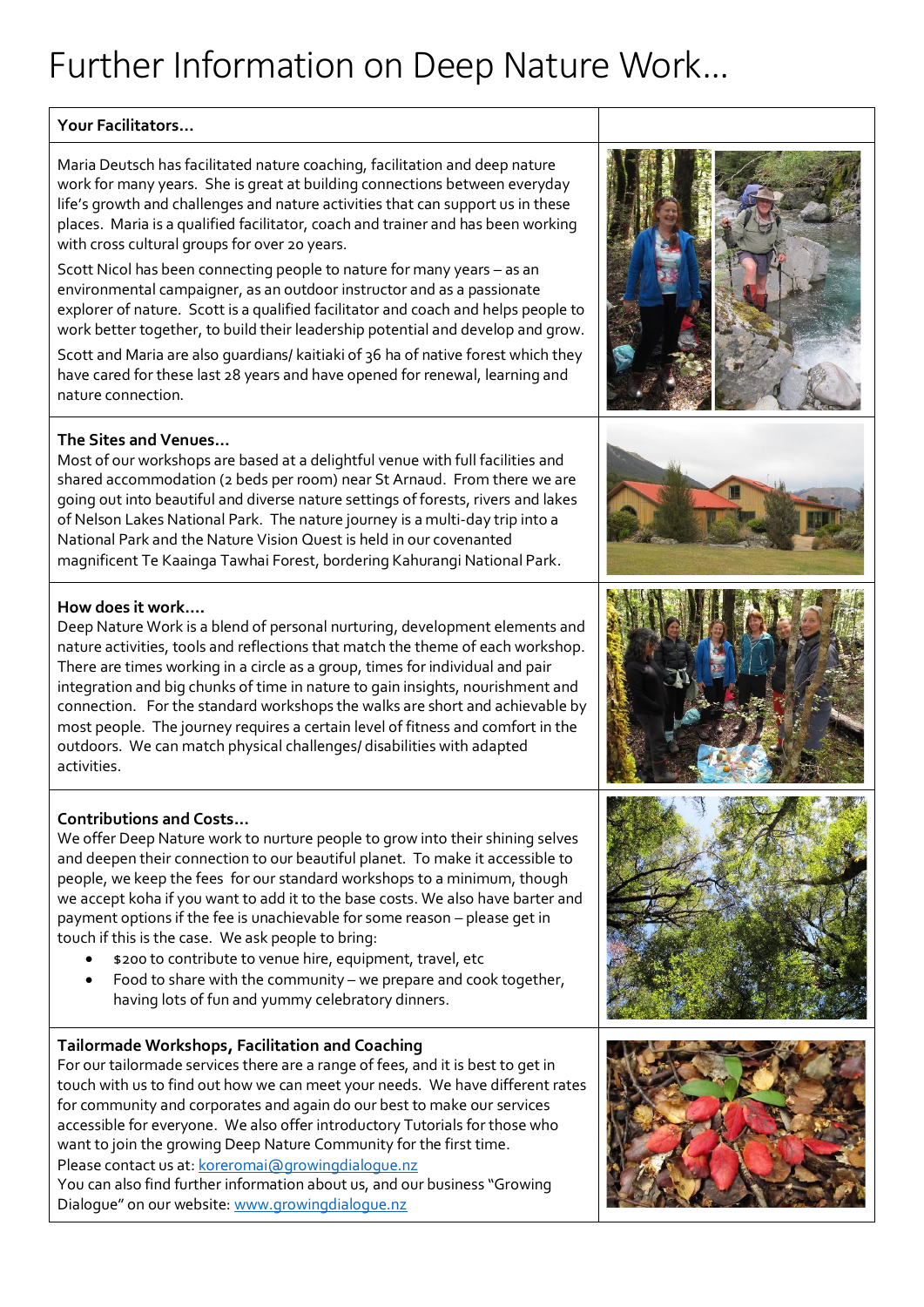# Further Information on Deep Nature Work…

**Your Facilitators…**

Maria Deutsch has facilitated nature coaching, facilitation and deep nature work for many years. She is great at building connections between everyday life's growth and challenges and nature activities that can support us in these places. Maria is a qualified facilitator, coach and trainer and has been working with cross cultural groups for over 20 years.

Scott Nicol has been connecting people to nature for many years – as an environmental campaigner, as an outdoor instructor and as a passionate explorer of nature. Scott is a qualified facilitator and coach and helps people to work better together, to build their leadership potential and develop and grow.

Scott and Maria are also guardians/ kaitiaki of 36 ha of native forest which they have cared for these last 28 years and have opened for renewal, learning and nature connection.

**The Sites and Venues…**

Most of our workshops are based at a delightful venue with full facilities and shared accommodation (2 beds per room) near St Arnaud. From there we are going out into beautiful and diverse nature settings of forests, rivers and lakes of Nelson Lakes National Park. The nature journey is a multi-day trip into a National Park and the Nature Vision Quest is held in our covenanted magnificent Te Kaainga Tawhai Forest, bordering Kahurangi National Park.

**How does it work….**

Deep Nature Work is a blend of personal nurturing, development elements and nature activities, tools and reflections that match the theme of each workshop. There are times working in a circle as a group, times for individual and pair integration and big chunks of time in nature to gain insights, nourishment and connection. For the standard workshops the walks are short and achievable by most people. The journey requires a certain level of fitness and comfort in the outdoors. We can match physical challenges/ disabilities with adapted activities.

**Contributions and Costs…**

We offer Deep Nature work to nurture people to grow into their shining selves and deepen their connection to our beautiful planet. To make it accessible to people, we keep the fees for our standard workshops to a minimum, though we accept koha if you want to add it to the base costs. We also have barter and payment options if the fee is unachievable for some reason – please get in touch if this is the case. We ask people to bring:

- $200 to contribute to venue hire, equipment, travel, etc
- Food to share with the community – we prepare and cook together, having lots of fun and yummy celebratory dinners.

**Tailormade Workshops, Facilitation and Coaching**

For our tailormade services there are a range of fees, and it is best to get in touch with us to find out how we can meet your needs. We have different rates for community and corporates and again do our best to make our services accessible for everyone. We also offer introductory Tutorials for those who want to join the growing Deep Nature Community for the first time.

Please contact us at: koreromai@growingdialogue.nz

You can also find further information about us, and our business "Growing Dialogue" on our website: www.growingdialogue.nz